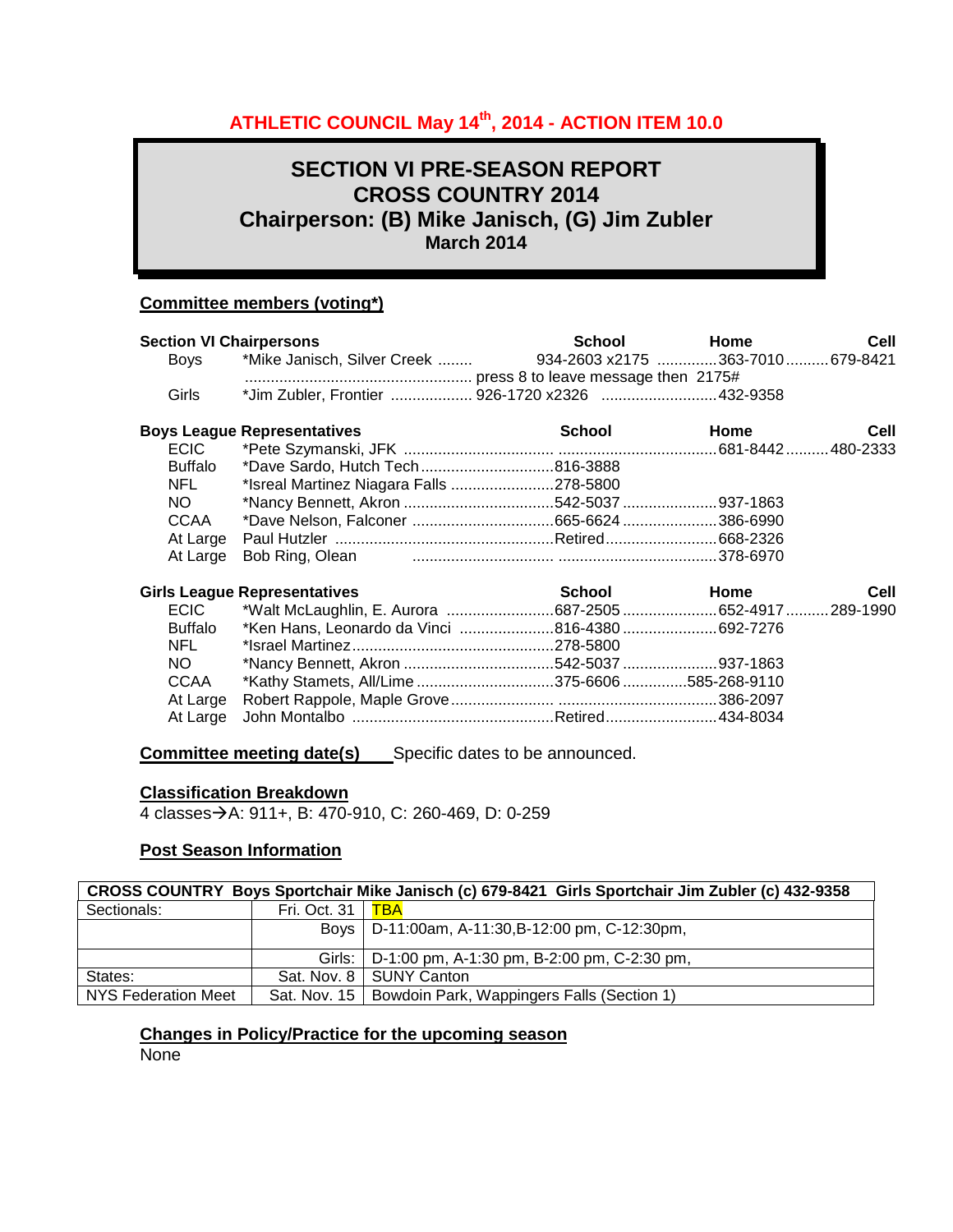**ATHLETIC COUNCIL May 14th, 2014 - ACTION ITEM 10.0**

# SECTION VI PRE-SEASON REPORT
# CROSS COUNTRY 2014
# Chairperson: (B) Mike Janisch, (G) Jim Zubler
**March 2014**

## Committee members (voting*)

**Section VI Chairpersons**

| | Name | School | Home | Cell |
|---|---|---|---|---|
| Boys | *Mike Janisch, Silver Creek | 934-2603 x2175 (press 8 to leave message then 2175#) | 363-7010 | 679-8421 |
| Girls | *Jim Zubler, Frontier | 926-1720 x2326 | 432-9358 | |

**Boys League Representatives**

| | Name | School | Home | Cell |
|---|---|---|---|---|
| ECIC | *Pete Szymanski, JFK | | 681-8442 | 480-2333 |
| Buffalo | *Dave Sardo, Hutch Tech | 816-3888 | | |
| NFL | *Isreal Martinez Niagara Falls | 278-5800 | | |
| NO | *Nancy Bennett, Akron | 542-5037 | 937-1863 | |
| CCAA | *Dave Nelson, Falconer | 665-6624 | 386-6990 | |
| At Large | Paul Hutzler | Retired | 668-2326 | |
| At Large | Bob Ring, Olean | | 378-6970 | |

**Girls League Representatives**

| | Name | School | Home | Cell |
|---|---|---|---|---|
| ECIC | *Walt McLaughlin, E. Aurora | 687-2505 | 652-4917 | 289-1990 |
| Buffalo | *Ken Hans, Leonardo da Vinci | 816-4380 | 692-7276 | |
| NFL | *Israel Martinez | 278-5800 | | |
| NO | *Nancy Bennett, Akron | 542-5037 | 937-1863 | |
| CCAA | *Kathy Stamets, All/Lime | 375-6606 | 585-268-9110 | |
| At Large | Robert Rappole, Maple Grove | | 386-2097 | |
| At Large | John Montalbo | Retired | 434-8034 | |

**Committee meeting date(s)** Specific dates to be announced.

## Classification Breakdown

4 classes→A: 911+, B: 470-910, C: 260-469, D: 0-259

## Post Season Information

| CROSS COUNTRY Boys Sportchair Mike Janisch (c) 679-8421 Girls Sportchair Jim Zubler (c) 432-9358 | | |
|---|---|---|
| Sectionals: | Fri. Oct. 31 | TBA |
| | Boys | D-11:00am, A-11:30,B-12:00 pm, C-12:30pm, |
| | Girls: | D-1:00 pm, A-1:30 pm, B-2:00 pm, C-2:30 pm, |
| States: | Sat. Nov. 8 | SUNY Canton |
| NYS Federation Meet | Sat. Nov. 15 | Bowdoin Park, Wappingers Falls (Section 1) |

## Changes in Policy/Practice for the upcoming season

None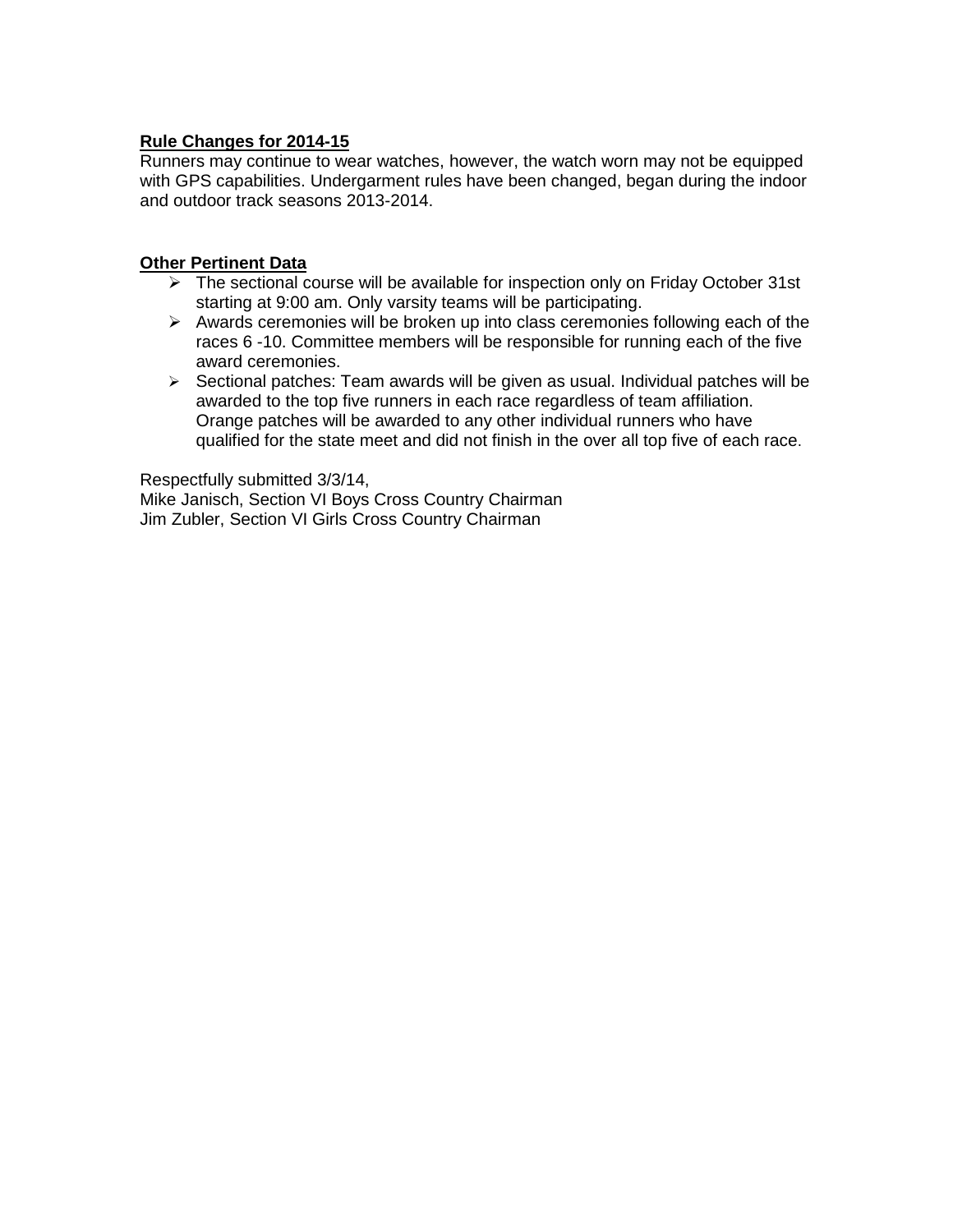**Rule Changes for 2014-15**

Runners may continue to wear watches, however, the watch worn may not be equipped with GPS capabilities. Undergarment rules have been changed, began during the indoor and outdoor track seasons 2013-2014.

**Other Pertinent Data**

- The sectional course will be available for inspection only on Friday October 31st starting at 9:00 am. Only varsity teams will be participating.
- Awards ceremonies will be broken up into class ceremonies following each of the races 6 -10. Committee members will be responsible for running each of the five award ceremonies.
- Sectional patches: Team awards will be given as usual. Individual patches will be awarded to the top five runners in each race regardless of team affiliation. Orange patches will be awarded to any other individual runners who have qualified for the state meet and did not finish in the over all top five of each race.

Respectfully submitted 3/3/14,
Mike Janisch, Section VI Boys Cross Country Chairman
Jim Zubler, Section VI Girls Cross Country Chairman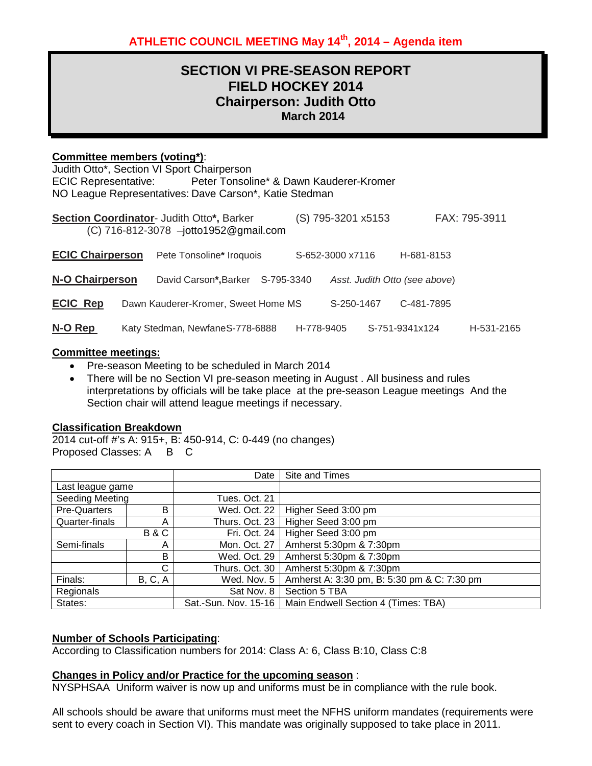**ATHLETIC COUNCIL MEETING May 14th, 2014 – Agenda item**

# SECTION VI PRE-SEASON REPORT
# FIELD HOCKEY 2014
# Chairperson: Judith Otto
## March 2014

**Committee members (voting*)**:
Judith Otto*, Section VI Sport Chairperson
ECIC Representative: Peter Tonsoline* & Dawn Kauderer-Kromer
NO League Representatives: Dave Carson*, Katie Stedman

**Section Coordinator**- Judith Otto***,** Barker (S) 795-3201 x5153 FAX: 795-3911
(C) 716-812-3078 –jotto1952@gmail.com

**ECIC Chairperson** Pete Tonsoline***** Iroquois S-652-3000 x7116 H-681-8153

**N-O Chairperson** David Carson***,**Barker S-795-3340 *Asst. Judith Otto (see above)*

**ECIC Rep** Dawn Kauderer-Kromer, Sweet Home MS S-250-1467 C-481-7895

**N-O Rep** Katy Stedman, NewfaneS-778-6888 H-778-9405 S-751-9341x124 H-531-2165

**Committee meetings:**

- Pre-season Meeting to be scheduled in March 2014
- There will be no Section VI pre-season meeting in August . All business and rules interpretations by officials will be take place at the pre-season League meetings And the Section chair will attend league meetings if necessary.

**Classification Breakdown**
2014 cut-off #'s A: 915+, B: 450-914, C: 0-449 (no changes)
Proposed Classes: A B C

| | | Date | Site and Times |
|---|---|---|---|
| Last league game | | | |
| Seeding Meeting | | Tues. Oct. 21 | |
| Pre-Quarters | B | Wed. Oct. 22 | Higher Seed 3:00 pm |
| Quarter-finals | A | Thurs. Oct. 23 | Higher Seed 3:00 pm |
| | B & C | Fri. Oct. 24 | Higher Seed 3:00 pm |
| Semi-finals | A | Mon. Oct. 27 | Amherst 5:30pm & 7:30pm |
| | B | Wed. Oct. 29 | Amherst 5:30pm & 7:30pm |
| | C | Thurs. Oct. 30 | Amherst 5:30pm & 7:30pm |
| Finals: | B, C, A | Wed. Nov. 5 | Amherst A: 3:30 pm, B: 5:30 pm & C: 7:30 pm |
| Regionals | | Sat Nov. 8 | Section 5 TBA |
| States: | | Sat.-Sun. Nov. 15-16 | Main Endwell Section 4 (Times: TBA) |

**Number of Schools Participating**:
According to Classification numbers for 2014: Class A: 6, Class B:10, Class C:8

**Changes in Policy and/or Practice for the upcoming season** :
NYSPHSAA Uniform waiver is now up and uniforms must be in compliance with the rule book.

All schools should be aware that uniforms must meet the NFHS uniform mandates (requirements were sent to every coach in Section VI). This mandate was originally supposed to take place in 2011.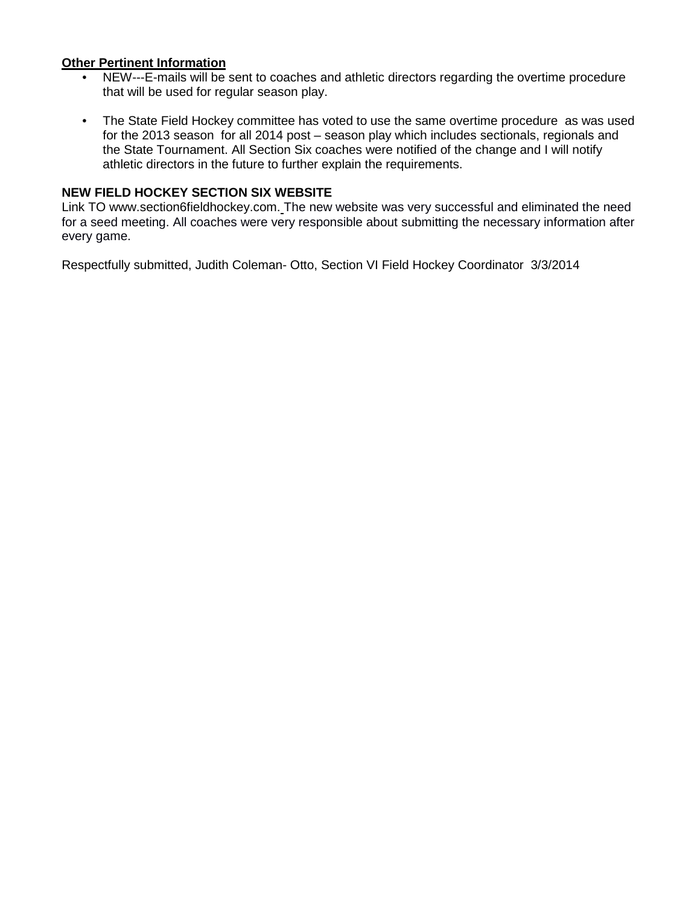**<u>Other Pertinent Information</u>**

- NEW---E-mails will be sent to coaches and athletic directors regarding the overtime procedure that will be used for regular season play.
- The State Field Hockey committee has voted to use the same overtime procedure as was used for the 2013 season for all 2014 post – season play which includes sectionals, regionals and the State Tournament. All Section Six coaches were notified of the change and I will notify athletic directors in the future to further explain the requirements.

**NEW FIELD HOCKEY SECTION SIX WEBSITE**

Link TO www.section6fieldhockey.com. The new website was very successful and eliminated the need for a seed meeting. All coaches were very responsible about submitting the necessary information after every game.

Respectfully submitted, Judith Coleman- Otto, Section VI Field Hockey Coordinator 3/3/2014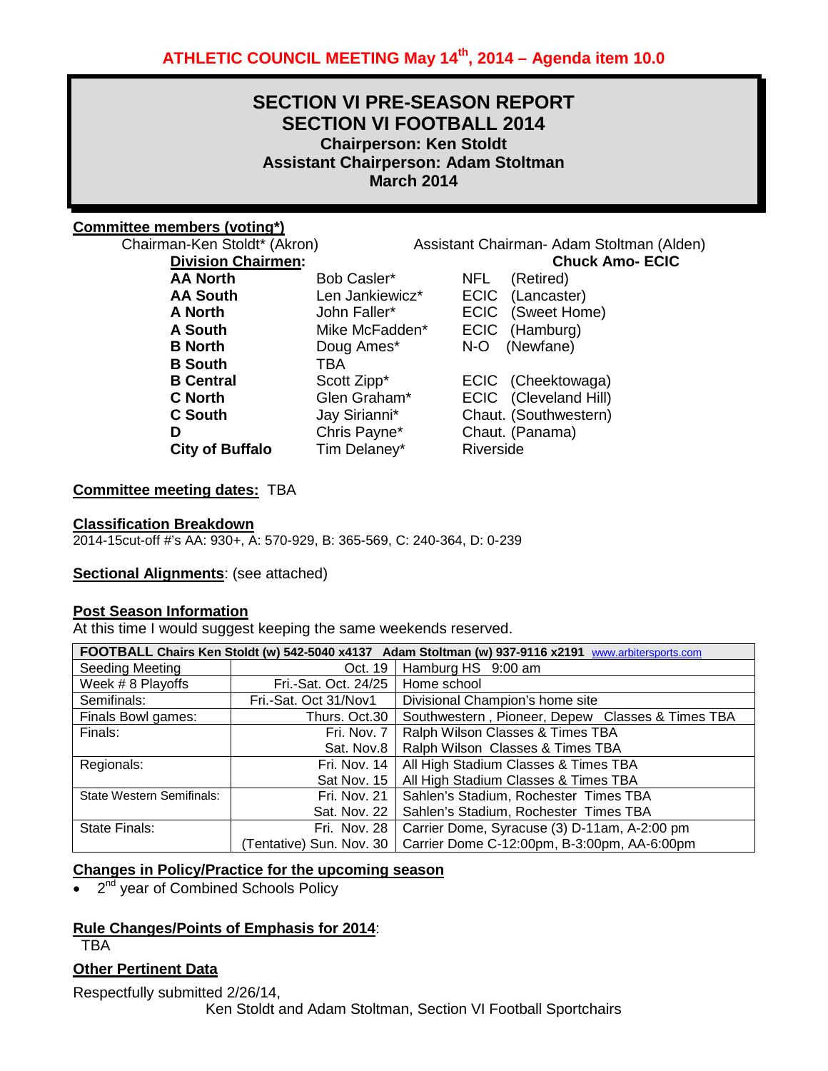**ATHLETIC COUNCIL MEETING May 14th, 2014 – Agenda item 10.0**

# SECTION VI PRE-SEASON REPORT
# SECTION VI FOOTBALL 2014
### Chairperson: Ken Stoldt
### Assistant Chairperson: Adam Stoltman
### March 2014

**Committee members (voting*)**

Chairman-Ken Stoldt* (Akron)  Assistant Chairman- Adam Stoltman (Alden)

**Division Chairmen:** **Chuck Amo- ECIC**

| | | |
|---|---|---|
| **AA North** | Bob Casler* | NFL (Retired) |
| **AA South** | Len Jankiewicz* | ECIC (Lancaster) |
| **A North** | John Faller* | ECIC (Sweet Home) |
| **A South** | Mike McFadden* | ECIC (Hamburg) |
| **B North** | Doug Ames* | N-O (Newfane) |
| **B South** | TBA | |
| **B Central** | Scott Zipp* | ECIC (Cheektowaga) |
| **C North** | Glen Graham* | ECIC (Cleveland Hill) |
| **C South** | Jay Sirianni* | Chaut. (Southwestern) |
| **D** | Chris Payne* | Chaut. (Panama) |
| **City of Buffalo** | Tim Delaney* | Riverside |

**Committee meeting dates:** TBA

**Classification Breakdown**

2014-15cut-off #'s AA: 930+, A: 570-929, B: 365-569, C: 240-364, D: 0-239

**Sectional Alignments**: (see attached)

**Post Season Information**

At this time I would suggest keeping the same weekends reserved.

| **FOOTBALL Chairs Ken Stoldt (w) 542-5040 x4137 Adam Stoltman (w) 937-9116 x2191** www.arbitersports.com | | |
|---|---|---|
| Seeding Meeting | Oct. 19 | Hamburg HS 9:00 am |
| Week # 8 Playoffs | Fri.-Sat. Oct. 24/25 | Home school |
| Semifinals: | Fri.-Sat. Oct 31/Nov1 | Divisional Champion's home site |
| Finals Bowl games: | Thurs. Oct.30 | Southwestern , Pioneer, Depew Classes & Times TBA |
| Finals: | Fri. Nov. 7 | Ralph Wilson Classes & Times TBA |
| | Sat. Nov.8 | Ralph Wilson Classes & Times TBA |
| Regionals: | Fri. Nov. 14 | All High Stadium Classes & Times TBA |
| | Sat Nov. 15 | All High Stadium Classes & Times TBA |
| State Western Semifinals: | Fri. Nov. 21 | Sahlen's Stadium, Rochester Times TBA |
| | Sat. Nov. 22 | Sahlen's Stadium, Rochester Times TBA |
| State Finals: | Fri. Nov. 28 | Carrier Dome, Syracuse (3) D-11am, A-2:00 pm |
| | (Tentative) Sun. Nov. 30 | Carrier Dome C-12:00pm, B-3:00pm, AA-6:00pm |

**Changes in Policy/Practice for the upcoming season**

- 2nd year of Combined Schools Policy

**Rule Changes/Points of Emphasis for 2014**:

TBA

**Other Pertinent Data**

Respectfully submitted 2/26/14,

Ken Stoldt and Adam Stoltman, Section VI Football Sportchairs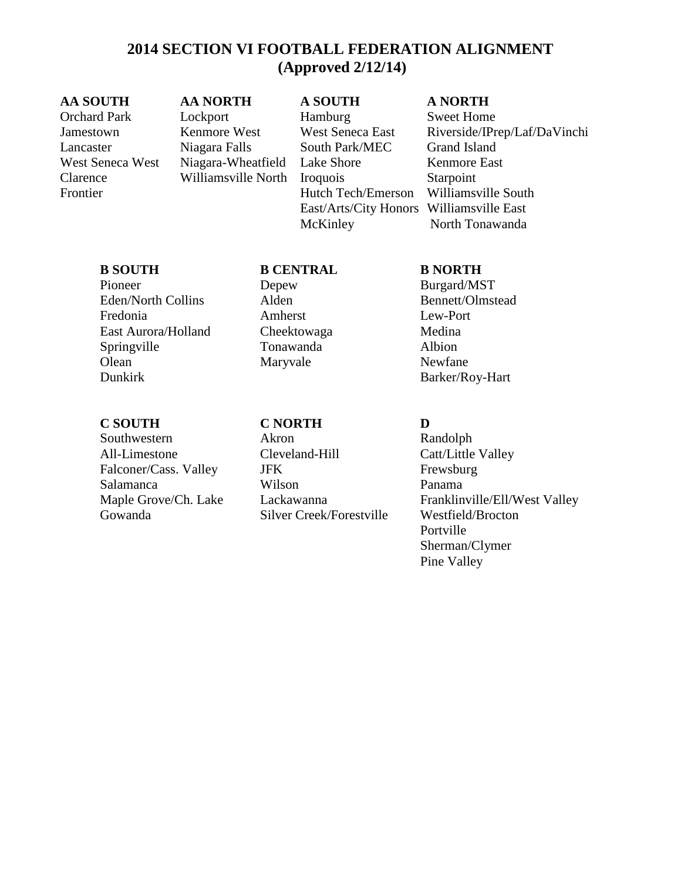# 2014 SECTION VI FOOTBALL FEDERATION ALIGNMENT
## (Approved 2/12/14)

| AA SOUTH | AA NORTH | A SOUTH | A NORTH |
|---|---|---|---|
| Orchard Park | Lockport | Hamburg | Sweet Home |
| Jamestown | Kenmore West | West Seneca East | Riverside/IPrep/Laf/DaVinchi |
| Lancaster | Niagara Falls | South Park/MEC | Grand Island |
| West Seneca West | Niagara-Wheatfield | Lake Shore | Kenmore East |
| Clarence | Williamsville North | Iroquois | Starpoint |
| Frontier | | Hutch Tech/Emerson | Williamsville South |
| | | East/Arts/City Honors | Williamsville East |
| | | McKinley | North Tonawanda |

| B SOUTH | B CENTRAL | B NORTH |
|---|---|---|
| Pioneer | Depew | Burgard/MST |
| Eden/North Collins | Alden | Bennett/Olmstead |
| Fredonia | Amherst | Lew-Port |
| East Aurora/Holland | Cheektowaga | Medina |
| Springville | Tonawanda | Albion |
| Olean | Maryvale | Newfane |
| Dunkirk | | Barker/Roy-Hart |

| C SOUTH | C NORTH | D |
|---|---|---|
| Southwestern | Akron | Randolph |
| All-Limestone | Cleveland-Hill | Catt/Little Valley |
| Falconer/Cass. Valley | JFK | Frewsburg |
| Salamanca | Wilson | Panama |
| Maple Grove/Ch. Lake | Lackawanna | Franklinville/Ell/West Valley |
| Gowanda | Silver Creek/Forestville | Westfield/Brocton |
| | | Portville |
| | | Sherman/Clymer |
| | | Pine Valley |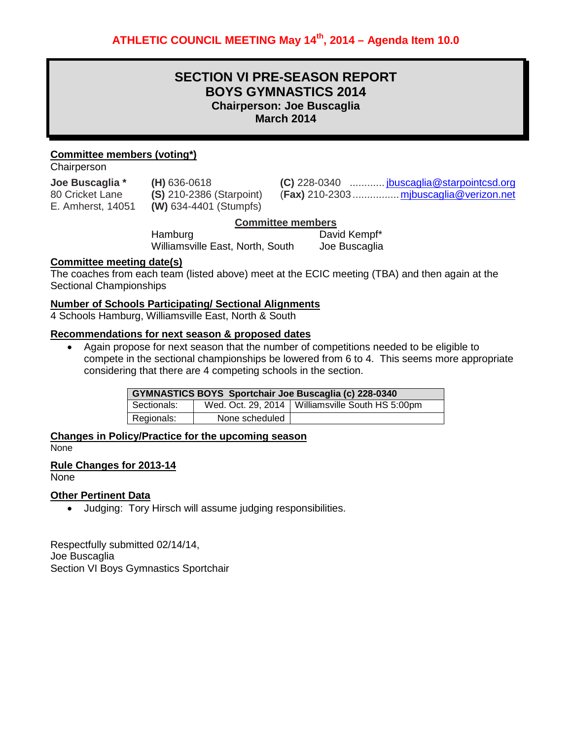**ATHLETIC COUNCIL MEETING May 14th, 2014 – Agenda Item 10.0**

# SECTION VI PRE-SEASON REPORT
## BOYS GYMNASTICS 2014
### Chairperson: Joe Buscaglia
### March 2014

**Committee members (voting*)**

Chairperson

**Joe Buscaglia *** (H) 636-0618 (C) 228-0340 ............ jbuscaglia@starpointcsd.org
80 Cricket Lane (S) 210-2386 (Starpoint) (Fax) 210-2303 ................ mjbuscaglia@verizon.net
E. Amherst, 14051 (W) 634-4401 (Stumpfs)

**Committee members**

| | |
|---|---|
| Hamburg | David Kempf* |
| Williamsville East, North, South | Joe Buscaglia |

**Committee meeting date(s)**

The coaches from each team (listed above) meet at the ECIC meeting (TBA) and then again at the Sectional Championships

**Number of Schools Participating/ Sectional Alignments**

4 Schools Hamburg, Williamsville East, North & South

**Recommendations for next season & proposed dates**

- Again propose for next season that the number of competitions needed to be eligible to compete in the sectional championships be lowered from 6 to 4. This seems more appropriate considering that there are 4 competing schools in the section.

| GYMNASTICS BOYS Sportchair Joe Buscaglia (c) 228-0340 | | |
|---|---|---|
| Sectionals: | Wed. Oct. 29, 2014 | Williamsville South HS 5:00pm |
| Regionals: | None scheduled | |

**Changes in Policy/Practice for the upcoming season**

None

**Rule Changes for 2013-14**

None

**Other Pertinent Data**

- Judging: Tory Hirsch will assume judging responsibilities.

Respectfully submitted 02/14/14,
Joe Buscaglia
Section VI Boys Gymnastics Sportchair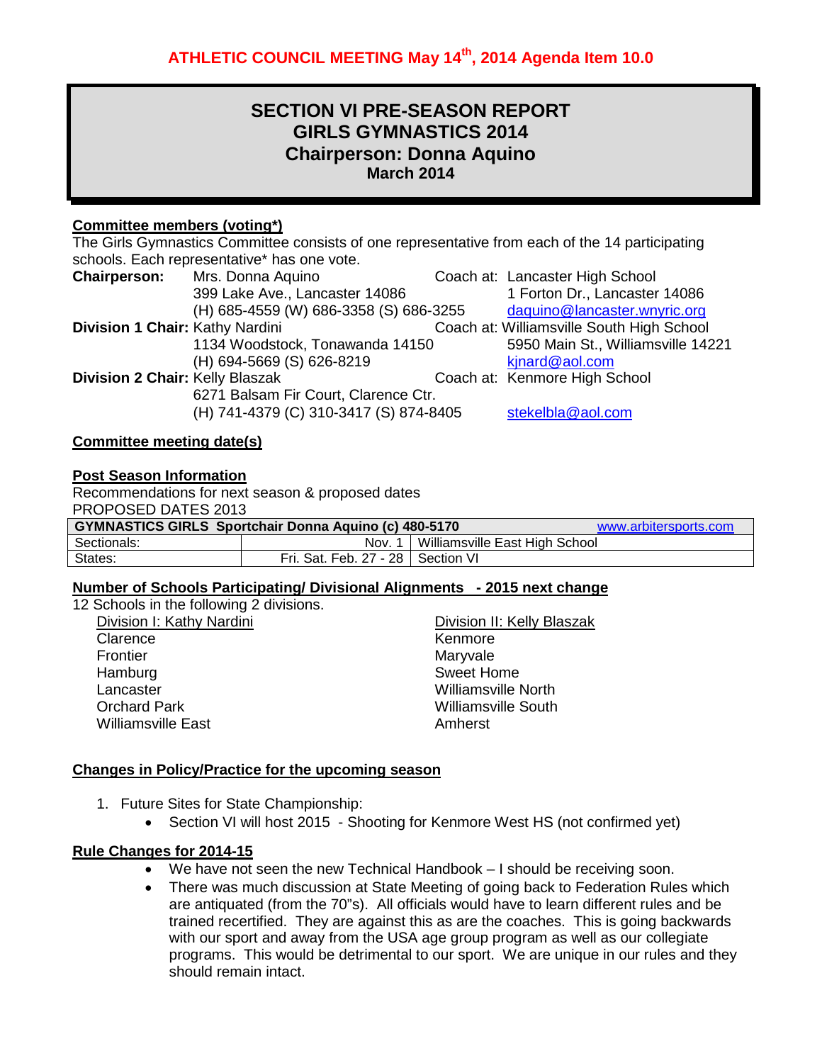**ATHLETIC COUNCIL MEETING May 14th, 2014 Agenda Item 10.0**

# SECTION VI PRE-SEASON REPORT
# GIRLS GYMNASTICS 2014
## Chairperson: Donna Aquino
### March 2014

**Committee members (voting*)**

The Girls Gymnastics Committee consists of one representative from each of the 14 participating schools. Each representative* has one vote.

**Chairperson:** Mrs. Donna Aquino — Coach at: Lancaster High School
399 Lake Ave., Lancaster 14086 — 1 Forton Dr., Lancaster 14086
(H) 685-4559 (W) 686-3358 (S) 686-3255 — daquino@lancaster.wnyric.org

**Division 1 Chair:** Kathy Nardini — Coach at: Williamsville South High School
1134 Woodstock, Tonawanda 14150 — 5950 Main St., Williamsville 14221
(H) 694-5669 (S) 626-8219 — kjnard@aol.com

**Division 2 Chair:** Kelly Blaszak — Coach at: Kenmore High School
6271 Balsam Fir Court, Clarence Ctr.
(H) 741-4379 (C) 310-3417 (S) 874-8405 — stekelbla@aol.com

**Committee meeting date(s)**

**Post Season Information**

Recommendations for next season & proposed dates
PROPOSED DATES 2013

| GYMNASTICS GIRLS Sportchair Donna Aquino (c) 480-5170 | | www.arbitersports.com |
|---|---|---|
| Sectionals: | Nov. 1 | Williamsville East High School |
| States: | Fri. Sat. Feb. 27 - 28 | Section VI |

**Number of Schools Participating/ Divisional Alignments - 2015 next change**

12 Schools in the following 2 divisions.

| Division I: Kathy Nardini | Division II: Kelly Blaszak |
|---|---|
| Clarence | Kenmore |
| Frontier | Maryvale |
| Hamburg | Sweet Home |
| Lancaster | Williamsville North |
| Orchard Park | Williamsville South |
| Williamsville East | Amherst |

**Changes in Policy/Practice for the upcoming season**

1. Future Sites for State Championship:
   - Section VI will host 2015 - Shooting for Kenmore West HS (not confirmed yet)

**Rule Changes for 2014-15**

- We have not seen the new Technical Handbook – I should be receiving soon.
- There was much discussion at State Meeting of going back to Federation Rules which are antiquated (from the 70"s). All officials would have to learn different rules and be trained recertified. They are against this as are the coaches. This is going backwards with our sport and away from the USA age group program as well as our collegiate programs. This would be detrimental to our sport. We are unique in our rules and they should remain intact.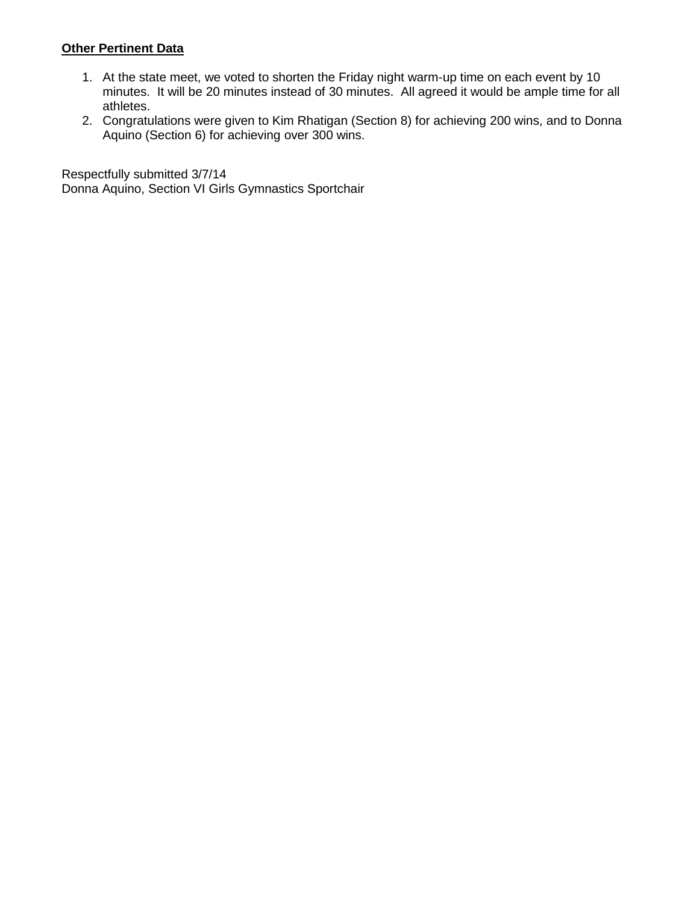**Other Pertinent Data**

1. At the state meet, we voted to shorten the Friday night warm-up time on each event by 10 minutes. It will be 20 minutes instead of 30 minutes. All agreed it would be ample time for all athletes.
2. Congratulations were given to Kim Rhatigan (Section 8) for achieving 200 wins, and to Donna Aquino (Section 6) for achieving over 300 wins.

Respectfully submitted 3/7/14
Donna Aquino, Section VI Girls Gymnastics Sportchair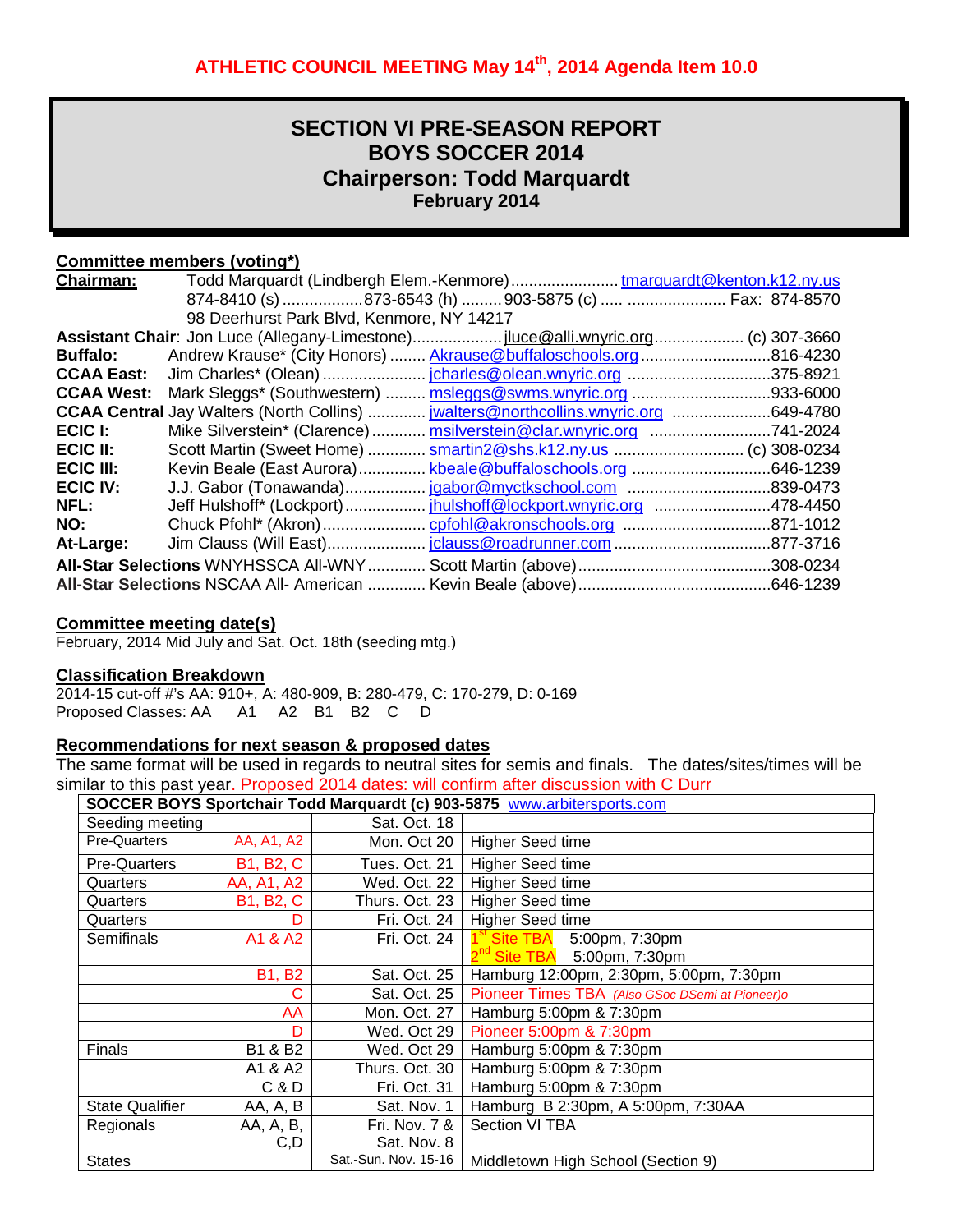**ATHLETIC COUNCIL MEETING May 14th, 2014 Agenda Item 10.0**

# SECTION VI PRE-SEASON REPORT
# BOYS SOCCER 2014
# Chairperson: Todd Marquardt
**February 2014**

## Committee members (voting*)

**Chairman:** Todd Marquardt (Lindbergh Elem.-Kenmore)........................ tmarquardt@kenton.k12.ny.us
874-8410 (s) ..................873-6543 (h) .........903-5875 (c) ..... ...................... Fax: 874-8570
98 Deerhurst Park Blvd, Kenmore, NY 14217

**Assistant Chair**: Jon Luce (Allegany-Limestone).................... jluce@alli.wnyric.org.................... (c) 307-3660
**Buffalo:** Andrew Krause* (City Honors) ........ Akrause@buffaloschools.org .............................816-4230
**CCAA East:** Jim Charles* (Olean) ...................... jcharles@olean.wnyric.org ...............................375-8921
**CCAA West:** Mark Sleggs* (Southwestern) ......... msleggs@swms.wnyric.org ...............................933-6000
**CCAA Central** Jay Walters (North Collins) ............. jwalters@northcollins.wnyric.org ......................649-4780
**ECIC I:** Mike Silverstein* (Clarence)............ msilverstein@clar.wnyric.org ...........................741-2024
**ECIC II:** Scott Martin (Sweet Home) ............. smartin2@shs.k12.ny.us ............................ (c) 308-0234
**ECIC III:** Kevin Beale (East Aurora)............... kbeale@buffaloschools.org ...............................646-1239
**ECIC IV:** J.J. Gabor (Tonawanda).................. jgabor@myctkschool.com ................................839-0473
**NFL:** Jeff Hulshoff* (Lockport).................. jhulshoff@lockport.wnyric.org ..........................478-4450
**NO:** Chuck Pfohl* (Akron)....................... cpfohl@akronschools.org .................................871-1012
**At-Large:** Jim Clauss (Will East)...................... jclauss@roadrunner.com ..................................877-3716
**All-Star Selections** WNYHSSCA All-WNY ............. Scott Martin (above)...........................................308-0234
**All-Star Selections** NSCAA All- American ............. Kevin Beale (above)...........................................646-1239

## Committee meeting date(s)

February, 2014 Mid July and Sat. Oct. 18th (seeding mtg.)

## Classification Breakdown

2014-15 cut-off #'s AA: 910+, A: 480-909, B: 280-479, C: 170-279, D: 0-169
Proposed Classes: AA A1 A2 B1 B2 C D

## Recommendations for next season & proposed dates

The same format will be used in regards to neutral sites for semis and finals. The dates/sites/times will be similar to this past year. Proposed 2014 dates: will confirm after discussion with C Durr

| SOCCER BOYS Sportchair Todd Marquardt (c) 903-5875 www.arbitersports.com | | | |
|---|---|---|---|
| Seeding meeting | | Sat. Oct. 18 | |
| Pre-Quarters | AA, A1, A2 | Mon. Oct 20 | Higher Seed time |
| Pre-Quarters | B1, B2, C | Tues. Oct. 21 | Higher Seed time |
| Quarters | AA, A1, A2 | Wed. Oct. 22 | Higher Seed time |
| Quarters | B1, B2, C | Thurs. Oct. 23 | Higher Seed time |
| Quarters | D | Fri. Oct. 24 | Higher Seed time |
| Semifinals | A1 & A2 | Fri. Oct. 24 | 1st Site TBA 5:00pm, 7:30pm<br>2nd Site TBA 5:00pm, 7:30pm |
| | B1, B2 | Sat. Oct. 25 | Hamburg 12:00pm, 2:30pm, 5:00pm, 7:30pm |
| | C | Sat. Oct. 25 | Pioneer Times TBA *(Also GSoc DSemi at Pioneer)o* |
| | AA | Mon. Oct. 27 | Hamburg 5:00pm & 7:30pm |
| | D | Wed. Oct 29 | Pioneer 5:00pm & 7:30pm |
| Finals | B1 & B2 | Wed. Oct 29 | Hamburg 5:00pm & 7:30pm |
| | A1 & A2 | Thurs. Oct. 30 | Hamburg 5:00pm & 7:30pm |
| | C & D | Fri. Oct. 31 | Hamburg 5:00pm & 7:30pm |
| State Qualifier | AA, A, B | Sat. Nov. 1 | Hamburg B 2:30pm, A 5:00pm, 7:30AA |
| Regionals | AA, A, B, C,D | Fri. Nov. 7 & Sat. Nov. 8 | Section VI TBA |
| States | | Sat.-Sun. Nov. 15-16 | Middletown High School (Section 9) |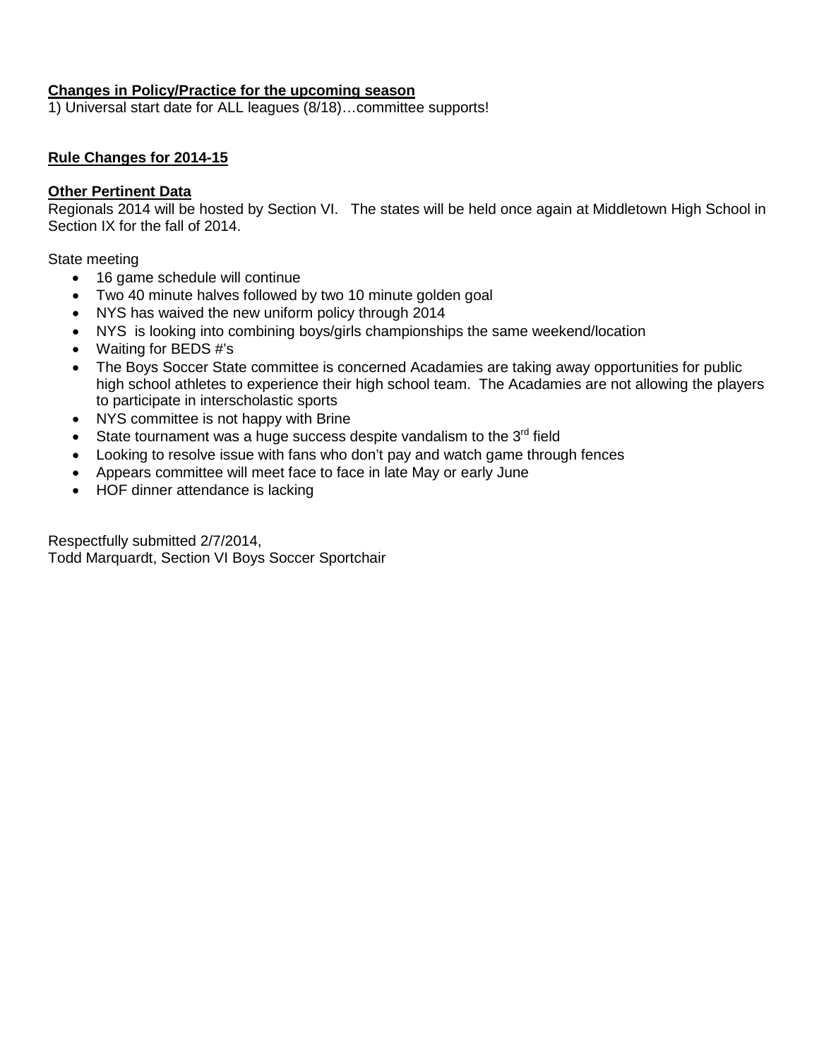**Changes in Policy/Practice for the upcoming season**

1) Universal start date for ALL leagues (8/18)…committee supports!

**Rule Changes for 2014-15**

**Other Pertinent Data**

Regionals 2014 will be hosted by Section VI. The states will be held once again at Middletown High School in Section IX for the fall of 2014.

State meeting

- 16 game schedule will continue
- Two 40 minute halves followed by two 10 minute golden goal
- NYS has waived the new uniform policy through 2014
- NYS is looking into combining boys/girls championships the same weekend/location
- Waiting for BEDS #'s
- The Boys Soccer State committee is concerned Acadamies are taking away opportunities for public high school athletes to experience their high school team. The Acadamies are not allowing the players to participate in interscholastic sports
- NYS committee is not happy with Brine
- State tournament was a huge success despite vandalism to the 3rd field
- Looking to resolve issue with fans who don't pay and watch game through fences
- Appears committee will meet face to face in late May or early June
- HOF dinner attendance is lacking

Respectfully submitted 2/7/2014,
Todd Marquardt, Section VI Boys Soccer Sportchair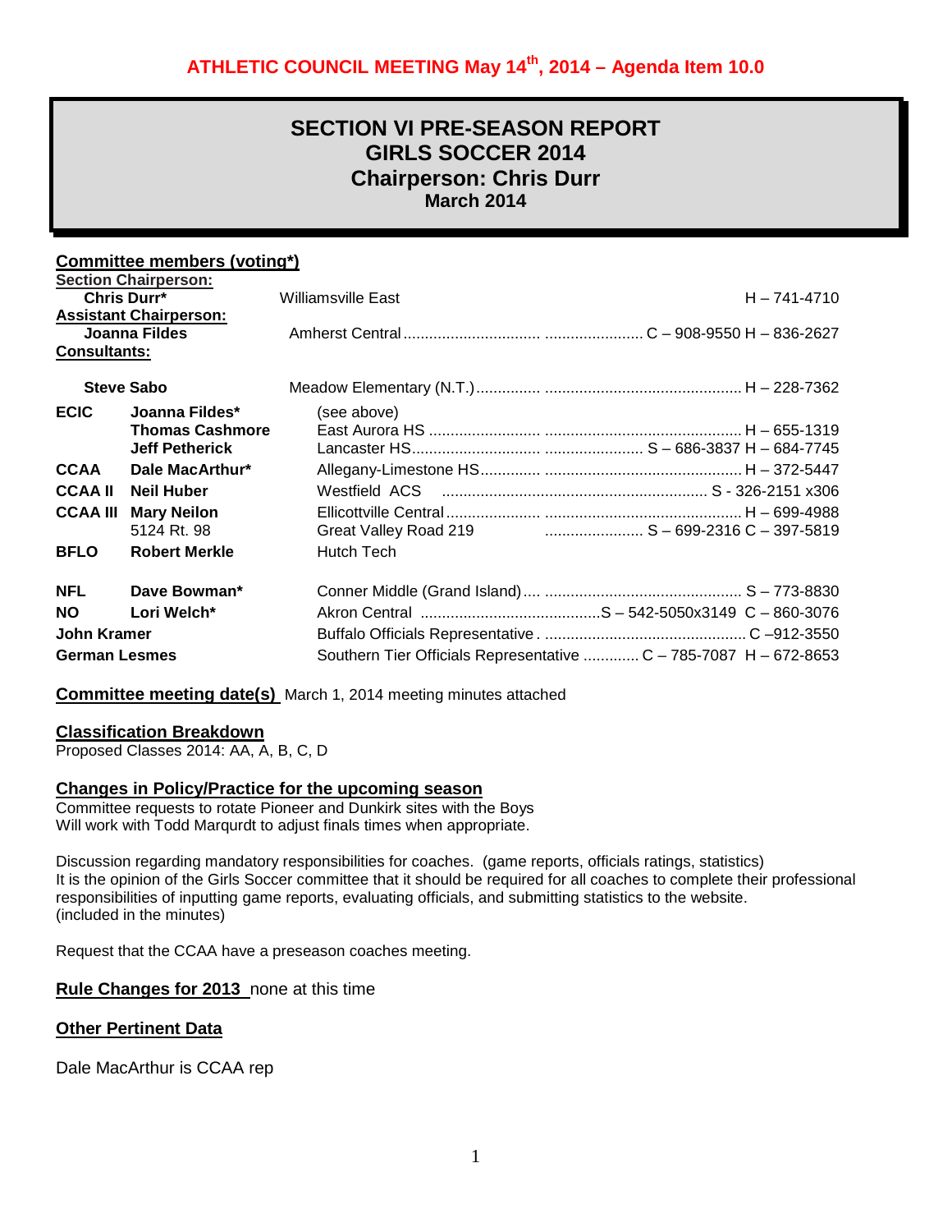**ATHLETIC COUNCIL MEETING May 14th, 2014 – Agenda Item 10.0**

# SECTION VI PRE-SEASON REPORT
# GIRLS SOCCER 2014
## Chairperson: Chris Durr
### March 2014

## Committee members (voting*)

**Section Chairperson:**

| | | | |
|---|---|---|---|
| | **Chris Durr*** | Williamsville East | H – 741-4710 |

**Assistant Chairperson:**

| | | | |
|---|---|---|---|
| | **Joanna Fildes** | Amherst Central | C – 908-9550 H – 836-2627 |

**Consultants:**

| | | | |
|---|---|---|---|
| | **Steve Sabo** | Meadow Elementary (N.T.) | H – 228-7362 |
| **ECIC** | **Joanna Fildes*** | (see above) | |
| | **Thomas Cashmore** | East Aurora HS | H – 655-1319 |
| | **Jeff Petherick** | Lancaster HS | S – 686-3837 H – 684-7745 |
| **CCAA** | **Dale MacArthur*** | Allegany-Limestone HS | H – 372-5447 |
| **CCAA II** | **Neil Huber** | Westfield ACS | S - 326-2151 x306 |
| **CCAA III** | **Mary Neilon** | Ellicottville Central | H – 699-4988 |
| | 5124 Rt. 98 | Great Valley Road 219 | S – 699-2316 C – 397-5819 |
| **BFLO** | **Robert Merkle** | Hutch Tech | |
| **NFL** | **Dave Bowman*** | Conner Middle (Grand Island) | S – 773-8830 |
| **NO** | **Lori Welch*** | Akron Central | S – 542-5050x3149 C – 860-3076 |
| **John Kramer** | | Buffalo Officials Representative | C –912-3550 |
| **German Lesmes** | | Southern Tier Officials Representative | C – 785-7087 H – 672-8653 |

**Committee meeting date(s)** March 1, 2014 meeting minutes attached

**Classification Breakdown**

Proposed Classes 2014: AA, A, B, C, D

**Changes in Policy/Practice for the upcoming season**

Committee requests to rotate Pioneer and Dunkirk sites with the Boys
Will work with Todd Marqurdt to adjust finals times when appropriate.

Discussion regarding mandatory responsibilities for coaches. (game reports, officials ratings, statistics)
It is the opinion of the Girls Soccer committee that it should be required for all coaches to complete their professional responsibilities of inputting game reports, evaluating officials, and submitting statistics to the website.
(included in the minutes)

Request that the CCAA have a preseason coaches meeting.

**Rule Changes for 2013** none at this time

**Other Pertinent Data**

Dale MacArthur is CCAA rep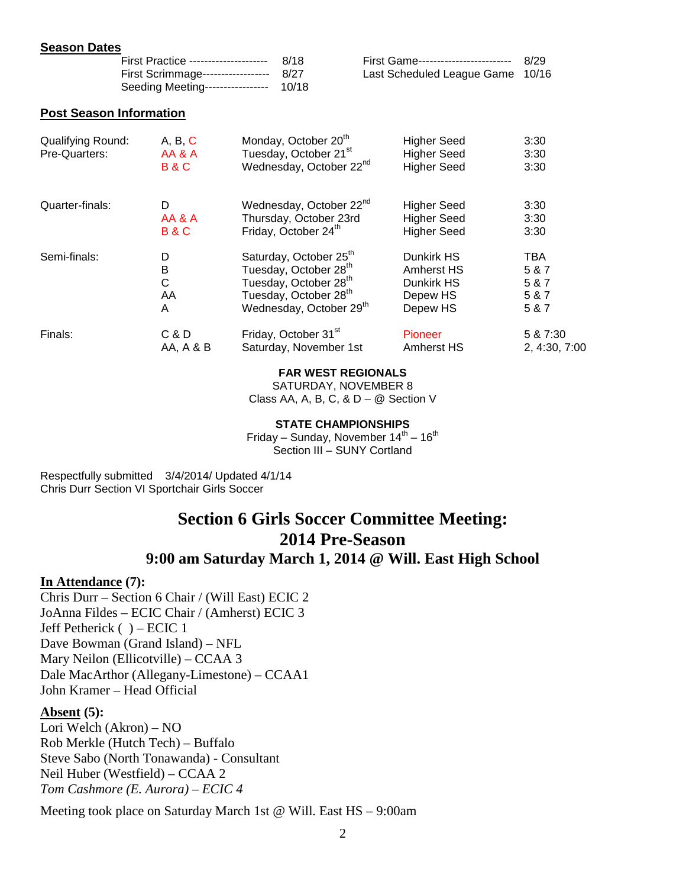**Season Dates**

| | | | |
|---|---|---|---|
| First Practice -------------------- | 8/18 | First Game------------------------ | 8/29 |
| First Scrimmage------------------ | 8/27 | Last Scheduled League Game | 10/16 |
| Seeding Meeting----------------- | 10/18 | | |

**Post Season Information**

| | | | | |
|---|---|---|---|---|
| Qualifying Round: | A, B, C | Monday, October 20th | Higher Seed | 3:30 |
| Pre-Quarters: | AA & A | Tuesday, October 21st | Higher Seed | 3:30 |
| | B & C | Wednesday, October 22nd | Higher Seed | 3:30 |
| Quarter-finals: | D | Wednesday, October 22nd | Higher Seed | 3:30 |
| | AA & A | Thursday, October 23rd | Higher Seed | 3:30 |
| | B & C | Friday, October 24th | Higher Seed | 3:30 |
| Semi-finals: | D | Saturday, October 25th | Dunkirk HS | TBA |
| | B | Tuesday, October 28th | Amherst HS | 5 & 7 |
| | C | Tuesday, October 28th | Dunkirk HS | 5 & 7 |
| | AA | Tuesday, October 28th | Depew HS | 5 & 7 |
| | A | Wednesday, October 29th | Depew HS | 5 & 7 |
| Finals: | C & D | Friday, October 31st | Pioneer | 5 & 7:30 |
| | AA, A & B | Saturday, November 1st | Amherst HS | 2, 4:30, 7:00 |

**FAR WEST REGIONALS**
SATURDAY, NOVEMBER 8
Class AA, A, B, C, & D – @ Section V

**STATE CHAMPIONSHIPS**
Friday – Sunday, November 14th – 16th
Section III – SUNY Cortland

Respectfully submitted 3/4/2014/ Updated 4/1/14
Chris Durr Section VI Sportchair Girls Soccer

# Section 6 Girls Soccer Committee Meeting:
# 2014 Pre-Season
## 9:00 am Saturday March 1, 2014 @ Will. East High School

**In Attendance (7):**
Chris Durr – Section 6 Chair / (Will East) ECIC 2
JoAnna Fildes – ECIC Chair / (Amherst) ECIC 3
Jeff Petherick ( ) – ECIC 1
Dave Bowman (Grand Island) – NFL
Mary Neilon (Ellicotville) – CCAA 3
Dale MacArthor (Allegany-Limestone) – CCAA1
John Kramer – Head Official

**Absent (5):**
Lori Welch (Akron) – NO
Rob Merkle (Hutch Tech) – Buffalo
Steve Sabo (North Tonawanda) - Consultant
Neil Huber (Westfield) – CCAA 2
*Tom Cashmore (E. Aurora) – ECIC 4*

Meeting took place on Saturday March 1st @ Will. East HS – 9:00am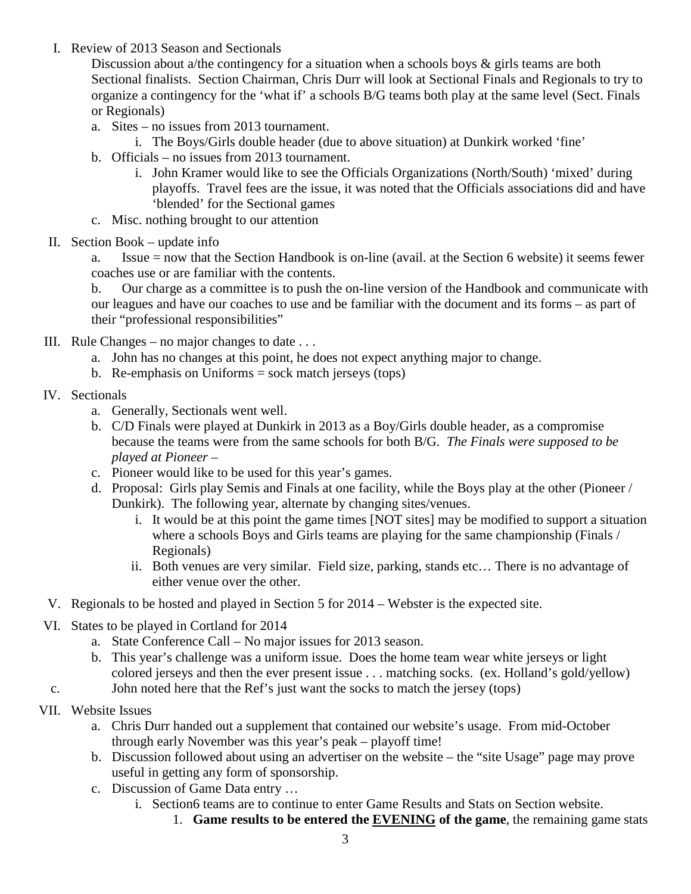I. Review of 2013 Season and Sectionals

   Discussion about a/the contingency for a situation when a schools boys & girls teams are both Sectional finalists. Section Chairman, Chris Durr will look at Sectional Finals and Regionals to try to organize a contingency for the 'what if' a schools B/G teams both play at the same level (Sect. Finals or Regionals)

   a. Sites – no issues from 2013 tournament.
      i. The Boys/Girls double header (due to above situation) at Dunkirk worked 'fine'
   b. Officials – no issues from 2013 tournament.
      i. John Kramer would like to see the Officials Organizations (North/South) 'mixed' during playoffs. Travel fees are the issue, it was noted that the Officials associations did and have 'blended' for the Sectional games
   c. Misc. nothing brought to our attention

II. Section Book – update info

   a. Issue = now that the Section Handbook is on-line (avail. at the Section 6 website) it seems fewer coaches use or are familiar with the contents.

   b. Our charge as a committee is to push the on-line version of the Handbook and communicate with our leagues and have our coaches to use and be familiar with the document and its forms – as part of their "professional responsibilities"

III. Rule Changes – no major changes to date . . .
   a. John has no changes at this point, he does not expect anything major to change.
   b. Re-emphasis on Uniforms = sock match jerseys (tops)

IV. Sectionals
   a. Generally, Sectionals went well.
   b. C/D Finals were played at Dunkirk in 2013 as a Boy/Girls double header, as a compromise because the teams were from the same schools for both B/G. *The Finals were supposed to be played at Pioneer –*
   c. Pioneer would like to be used for this year's games.
   d. Proposal: Girls play Semis and Finals at one facility, while the Boys play at the other (Pioneer / Dunkirk). The following year, alternate by changing sites/venues.
      i. It would be at this point the game times [NOT sites] may be modified to support a situation where a schools Boys and Girls teams are playing for the same championship (Finals / Regionals)
      ii. Both venues are very similar. Field size, parking, stands etc… There is no advantage of either venue over the other.

V. Regionals to be hosted and played in Section 5 for 2014 – Webster is the expected site.

VI. States to be played in Cortland for 2014
   a. State Conference Call – No major issues for 2013 season.
   b. This year's challenge was a uniform issue. Does the home team wear white jerseys or light colored jerseys and then the ever present issue . . . matching socks. (ex. Holland's gold/yellow)
   c. John noted here that the Ref's just want the socks to match the jersey (tops)

VII. Website Issues
   a. Chris Durr handed out a supplement that contained our website's usage. From mid-October through early November was this year's peak – playoff time!
   b. Discussion followed about using an advertiser on the website – the "site Usage" page may prove useful in getting any form of sponsorship.
   c. Discussion of Game Data entry …
      i. Section6 teams are to continue to enter Game Results and Stats on Section website.
         1. **Game results to be entered the <u>EVENING</u> of the game**, the remaining game stats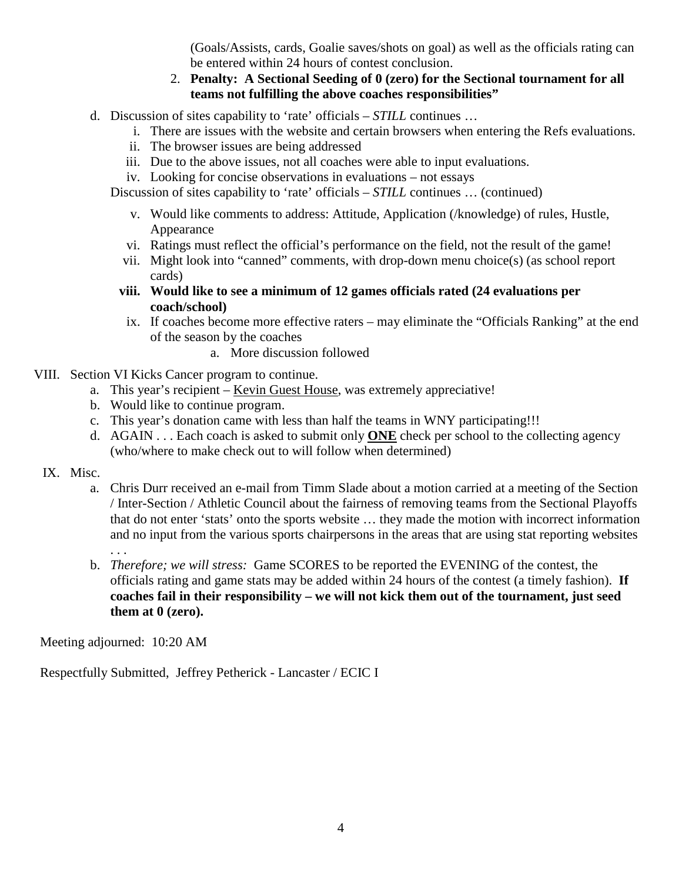(Goals/Assists, cards, Goalie saves/shots on goal) as well as the officials rating can be entered within 24 hours of contest conclusion.

2. **Penalty: A Sectional Seeding of 0 (zero) for the Sectional tournament for all teams not fulfilling the above coaches responsibilities"**

d. Discussion of sites capability to 'rate' officials – *STILL* continues …

   i. There are issues with the website and certain browsers when entering the Refs evaluations.
   ii. The browser issues are being addressed
   iii. Due to the above issues, not all coaches were able to input evaluations.
   iv. Looking for concise observations in evaluations – not essays

   Discussion of sites capability to 'rate' officials – *STILL* continues … (continued)

   v. Would like comments to address: Attitude, Application (/knowledge) of rules, Hustle, Appearance
   vi. Ratings must reflect the official's performance on the field, not the result of the game!
   vii. Might look into "canned" comments, with drop-down menu choice(s) (as school report cards)
   **viii. Would like to see a minimum of 12 games officials rated (24 evaluations per coach/school)**
   ix. If coaches become more effective raters – may eliminate the "Officials Ranking" at the end of the season by the coaches

      a. More discussion followed

VIII. Section VI Kicks Cancer program to continue.

   a. This year's recipient – Kevin Guest House, was extremely appreciative!
   b. Would like to continue program.
   c. This year's donation came with less than half the teams in WNY participating!!!
   d. AGAIN . . . Each coach is asked to submit only **ONE** check per school to the collecting agency (who/where to make check out to will follow when determined)

IX. Misc.

   a. Chris Durr received an e-mail from Timm Slade about a motion carried at a meeting of the Section / Inter-Section / Athletic Council about the fairness of removing teams from the Sectional Playoffs that do not enter 'stats' onto the sports website … they made the motion with incorrect information and no input from the various sports chairpersons in the areas that are using stat reporting websites . . .
   b. *Therefore; we will stress:* Game SCORES to be reported the EVENING of the contest, the officials rating and game stats may be added within 24 hours of the contest (a timely fashion). **If coaches fail in their responsibility – we will not kick them out of the tournament, just seed them at 0 (zero).**

Meeting adjourned: 10:20 AM

Respectfully Submitted, Jeffrey Petherick - Lancaster / ECIC I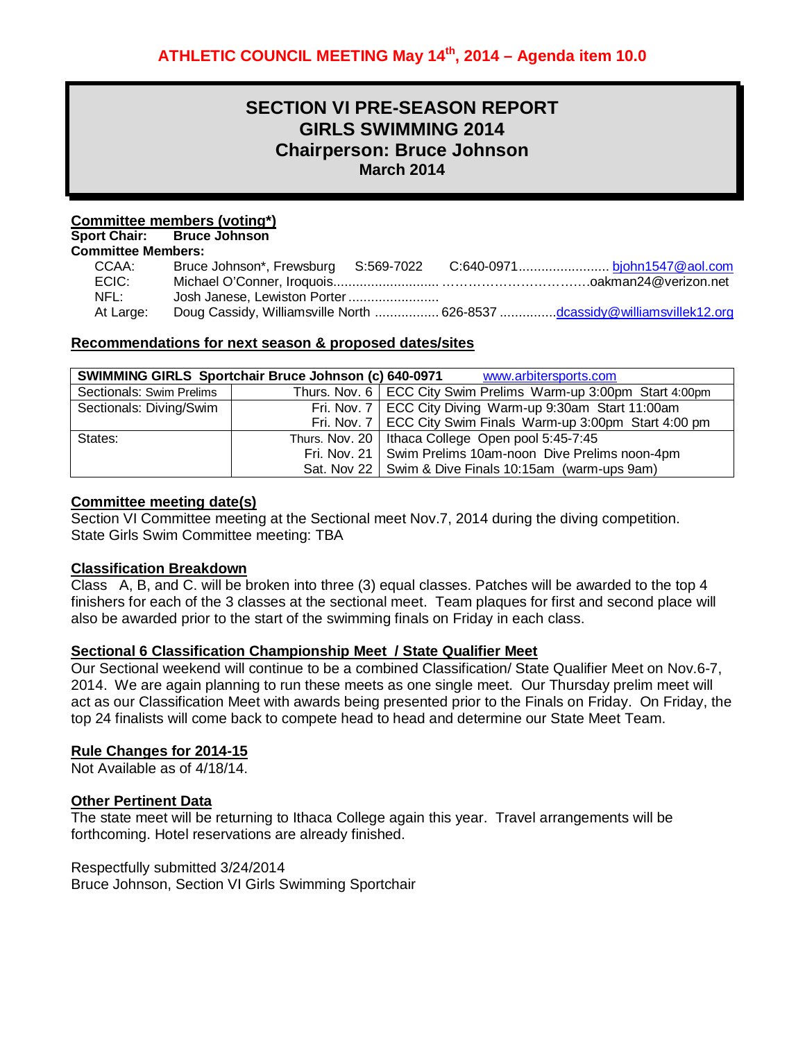**ATHLETIC COUNCIL MEETING May 14th, 2014 – Agenda item 10.0**

# SECTION VI PRE-SEASON REPORT
# GIRLS SWIMMING 2014
# Chairperson: Bruce Johnson
## March 2014

**Committee members (voting*)**

**Sport Chair: Bruce Johnson**

**Committee Members:**

CCAA: Bruce Johnson*, Frewsburg S:569-7022 C:640-0971........................ bjohn1547@aol.com
ECIC: Michael O'Conner, Iroquois........................... ……………………………oakman24@verizon.net
NFL: Josh Janese, Lewiston Porter ........................
At Large: Doug Cassidy, Williamsville North ................. 626-8537 ..............dcassidy@williamsvillek12.org

**Recommendations for next season & proposed dates/sites**

| SWIMMING GIRLS Sportchair Bruce Johnson (c) 640-0971 | | www.arbitersports.com |
|---|---|---|
| Sectionals: Swim Prelims | Thurs. Nov. 6 | ECC City Swim Prelims Warm-up 3:00pm Start 4:00pm |
| Sectionals: Diving/Swim | Fri. Nov. 7<br>Fri. Nov. 7 | ECC City Diving Warm-up 9:30am Start 11:00am<br>ECC City Swim Finals Warm-up 3:00pm Start 4:00 pm |
| States: | Thurs. Nov. 20<br>Fri. Nov. 21<br>Sat. Nov 22 | Ithaca College Open pool 5:45-7:45<br>Swim Prelims 10am-noon Dive Prelims noon-4pm<br>Swim & Dive Finals 10:15am (warm-ups 9am) |

**Committee meeting date(s)**

Section VI Committee meeting at the Sectional meet Nov.7, 2014 during the diving competition.
State Girls Swim Committee meeting: TBA

**Classification Breakdown**

Class A, B, and C. will be broken into three (3) equal classes. Patches will be awarded to the top 4 finishers for each of the 3 classes at the sectional meet. Team plaques for first and second place will also be awarded prior to the start of the swimming finals on Friday in each class.

**Sectional 6 Classification Championship Meet / State Qualifier Meet**

Our Sectional weekend will continue to be a combined Classification/ State Qualifier Meet on Nov.6-7, 2014. We are again planning to run these meets as one single meet. Our Thursday prelim meet will act as our Classification Meet with awards being presented prior to the Finals on Friday. On Friday, the top 24 finalists will come back to compete head to head and determine our State Meet Team.

**Rule Changes for 2014-15**

Not Available as of 4/18/14.

**Other Pertinent Data**

The state meet will be returning to Ithaca College again this year. Travel arrangements will be forthcoming. Hotel reservations are already finished.

Respectfully submitted 3/24/2014
Bruce Johnson, Section VI Girls Swimming Sportchair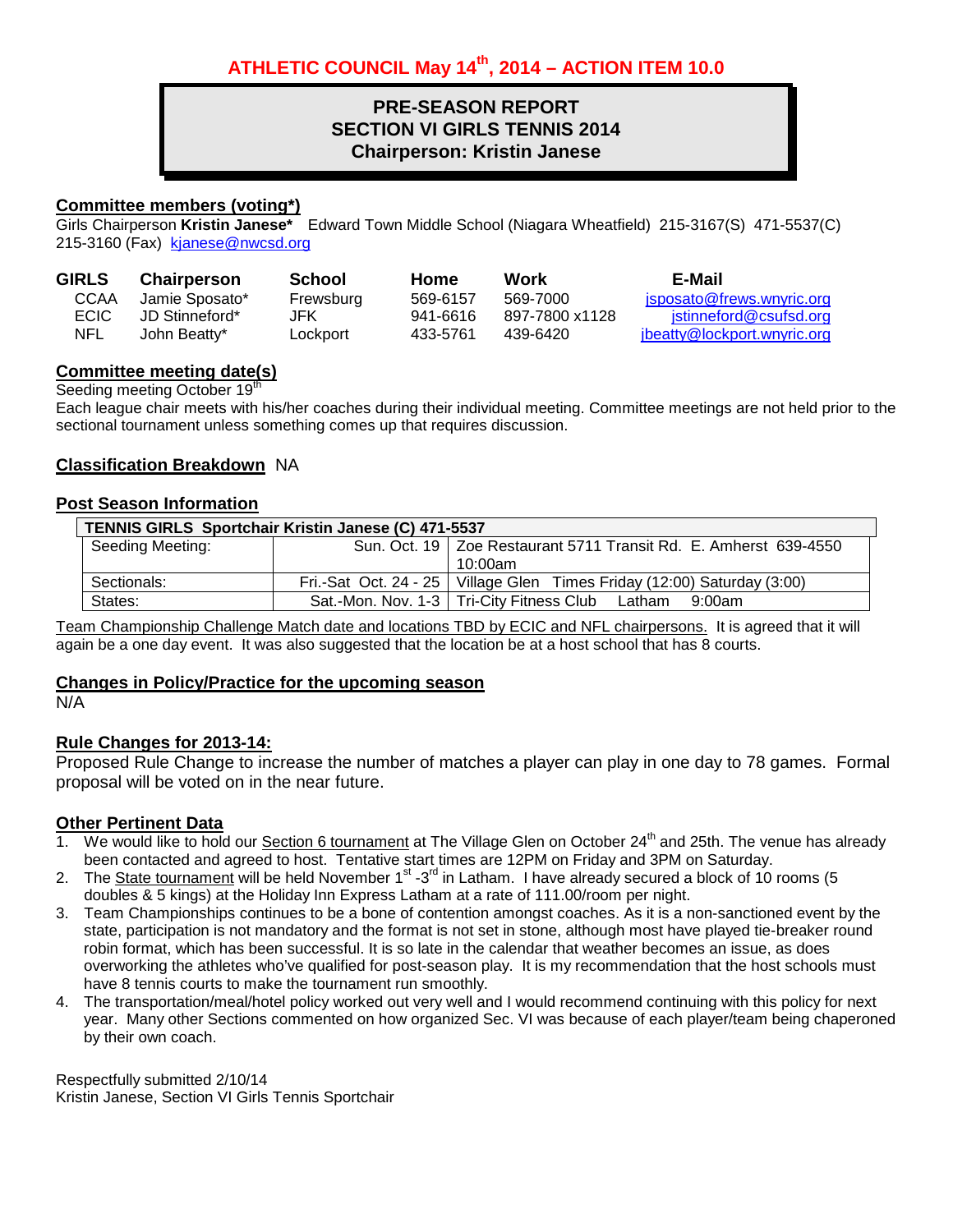# ATHLETIC COUNCIL May 14th, 2014 – ACTION ITEM 10.0

## PRE-SEASON REPORT
## SECTION VI GIRLS TENNIS 2014
## Chairperson: Kristin Janese

**Committee members (voting*)**

Girls Chairperson **Kristin Janese*** Edward Town Middle School (Niagara Wheatfield) 215-3167(S) 471-5537(C) 215-3160 (Fax) kjanese@nwcsd.org

| GIRLS | Chairperson | School | Home | Work | E-Mail |
|---|---|---|---|---|---|
| CCAA | Jamie Sposato* | Frewsburg | 569-6157 | 569-7000 | jsposato@frews.wnyric.org |
| ECIC | JD Stinneford* | JFK | 941-6616 | 897-7800 x1128 | jstinneford@csufsd.org |
| NFL | John Beatty* | Lockport | 433-5761 | 439-6420 | jbeatty@lockport.wnyric.org |

**Committee meeting date(s)**

Seeding meeting October 19th

Each league chair meets with his/her coaches during their individual meeting. Committee meetings are not held prior to the sectional tournament unless something comes up that requires discussion.

**Classification Breakdown** NA

**Post Season Information**

| TENNIS GIRLS Sportchair Kristin Janese (C) 471-5537 | | |
|---|---|---|
| Seeding Meeting: | Sun. Oct. 19 | Zoe Restaurant 5711 Transit Rd. E. Amherst 639-4550 10:00am |
| Sectionals: | Fri.-Sat Oct. 24 - 25 | Village Glen Times Friday (12:00) Saturday (3:00) |
| States: | Sat.-Mon. Nov. 1-3 | Tri-City Fitness Club Latham 9:00am |

Team Championship Challenge Match date and locations TBD by ECIC and NFL chairpersons. It is agreed that it will again be a one day event. It was also suggested that the location be at a host school that has 8 courts.

**Changes in Policy/Practice for the upcoming season**

N/A

**Rule Changes for 2013-14:**

Proposed Rule Change to increase the number of matches a player can play in one day to 78 games. Formal proposal will be voted on in the near future.

**Other Pertinent Data**

1. We would like to hold our Section 6 tournament at The Village Glen on October 24th and 25th. The venue has already been contacted and agreed to host. Tentative start times are 12PM on Friday and 3PM on Saturday.
2. The State tournament will be held November 1st -3rd in Latham. I have already secured a block of 10 rooms (5 doubles & 5 kings) at the Holiday Inn Express Latham at a rate of 111.00/room per night.
3. Team Championships continues to be a bone of contention amongst coaches. As it is a non-sanctioned event by the state, participation is not mandatory and the format is not set in stone, although most have played tie-breaker round robin format, which has been successful. It is so late in the calendar that weather becomes an issue, as does overworking the athletes who've qualified for post-season play. It is my recommendation that the host schools must have 8 tennis courts to make the tournament run smoothly.
4. The transportation/meal/hotel policy worked out very well and I would recommend continuing with this policy for next year. Many other Sections commented on how organized Sec. VI was because of each player/team being chaperoned by their own coach.

Respectfully submitted 2/10/14
Kristin Janese, Section VI Girls Tennis Sportchair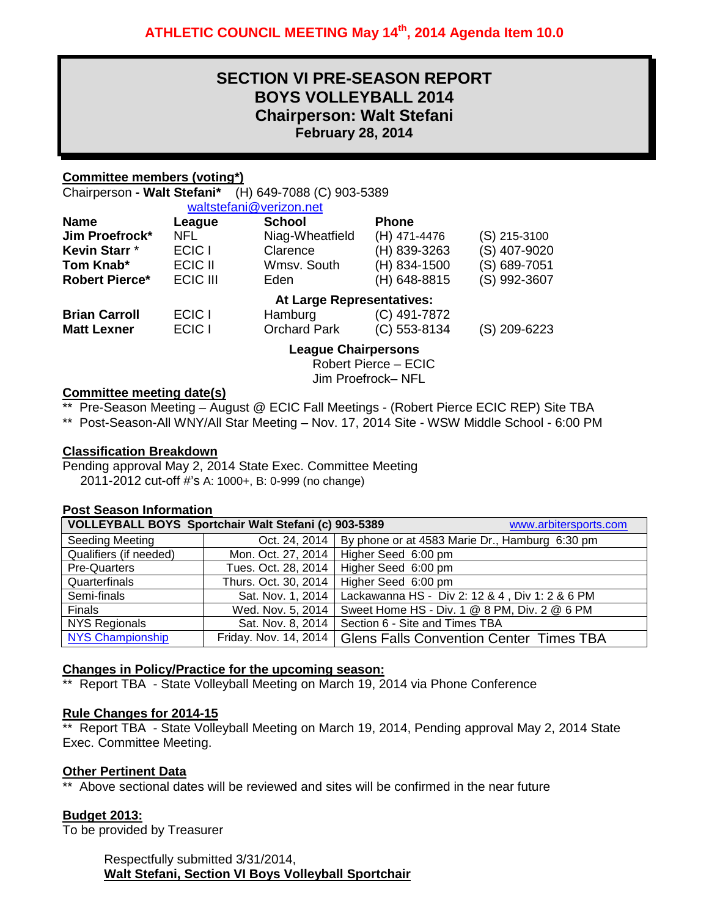**ATHLETIC COUNCIL MEETING May 14th, 2014 Agenda Item 10.0**

# SECTION VI PRE-SEASON REPORT
# BOYS VOLLEYBALL 2014
## Chairperson: Walt Stefani
### February 28, 2014

**Committee members (voting*)**

Chairperson **- Walt Stefani*** (H) 649-7088 (C) 903-5389
waltstefani@verizon.net

| Name | League | School | Phone | |
|---|---|---|---|---|
| **Jim Proefrock*** | NFL | Niag-Wheatfield | (H) 471-4476 | (S) 215-3100 |
| **Kevin Starr** * | ECIC I | Clarence | (H) 839-3263 | (S) 407-9020 |
| **Tom Knab*** | ECIC II | Wmsv. South | (H) 834-1500 | (S) 689-7051 |
| **Robert Pierce*** | ECIC III | Eden | (H) 648-8815 | (S) 992-3607 |
| | | **At Large Representatives:** | | |
| **Brian Carroll** | ECIC I | Hamburg | (C) 491-7872 | |
| **Matt Lexner** | ECIC I | Orchard Park | (C) 553-8134 | (S) 209-6223 |

**League Chairpersons**
Robert Pierce – ECIC
Jim Proefrock– NFL

**Committee meeting date(s)**

** Pre-Season Meeting – August @ ECIC Fall Meetings - (Robert Pierce ECIC REP) Site TBA
** Post-Season-All WNY/All Star Meeting – Nov. 17, 2014 Site - WSW Middle School - 6:00 PM

**Classification Breakdown**

Pending approval May 2, 2014 State Exec. Committee Meeting
2011-2012 cut-off #'s A: 1000+, B: 0-999 (no change)

**Post Season Information**

| VOLLEYBALL BOYS Sportchair Walt Stefani (c) 903-5389 | | www.arbitersports.com |
|---|---|---|
| Seeding Meeting | Oct. 24, 2014 | By phone or at 4583 Marie Dr., Hamburg 6:30 pm |
| Qualifiers (if needed) | Mon. Oct. 27, 2014 | Higher Seed 6:00 pm |
| Pre-Quarters | Tues. Oct. 28, 2014 | Higher Seed 6:00 pm |
| Quarterfinals | Thurs. Oct. 30, 2014 | Higher Seed 6:00 pm |
| Semi-finals | Sat. Nov. 1, 2014 | Lackawanna HS - Div 2: 12 & 4 , Div 1: 2 & 6 PM |
| Finals | Wed. Nov. 5, 2014 | Sweet Home HS - Div. 1 @ 8 PM, Div. 2 @ 6 PM |
| NYS Regionals | Sat. Nov. 8, 2014 | Section 6 - Site and Times TBA |
| NYS Championship | Friday. Nov. 14, 2014 | Glens Falls Convention Center Times TBA |

**Changes in Policy/Practice for the upcoming season:**

** Report TBA - State Volleyball Meeting on March 19, 2014 via Phone Conference

**Rule Changes for 2014-15**

** Report TBA - State Volleyball Meeting on March 19, 2014, Pending approval May 2, 2014 State Exec. Committee Meeting.

**Other Pertinent Data**

** Above sectional dates will be reviewed and sites will be confirmed in the near future

**Budget 2013:**

To be provided by Treasurer

Respectfully submitted 3/31/2014,
**Walt Stefani, Section VI Boys Volleyball Sportchair**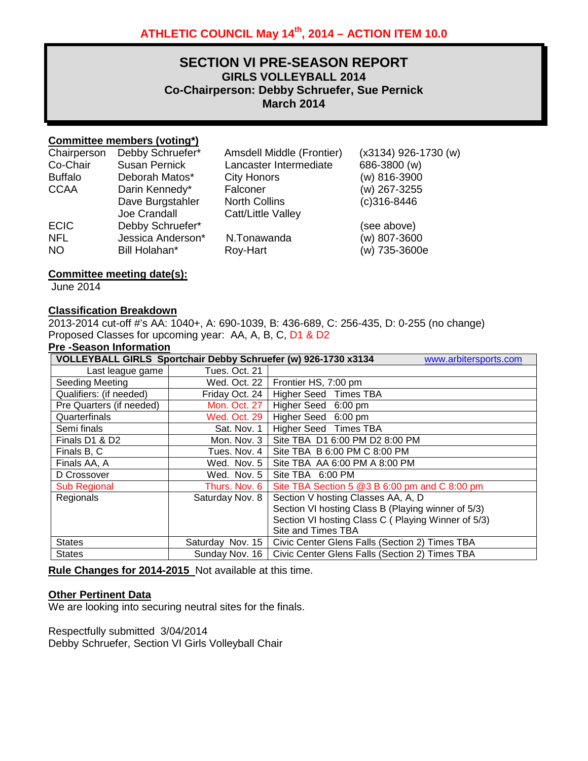**ATHLETIC COUNCIL May 14th, 2014 – ACTION ITEM 10.0**

# SECTION VI PRE-SEASON REPORT

## GIRLS VOLLEYBALL 2014

### Co-Chairperson: Debby Schruefer, Sue Pernick

### March 2014

**Committee members (voting*)**

| | | | |
|---|---|---|---|
| Chairperson | Debby Schruefer* | Amsdell Middle (Frontier) | (x3134) 926-1730 (w) |
| Co-Chair | Susan Pernick | Lancaster Intermediate | 686-3800 (w) |
| Buffalo | Deborah Matos* | City Honors | (w) 816-3900 |
| CCAA | Darin Kennedy* | Falconer | (w) 267-3255 |
| | Dave Burgstahler | North Collins | (c)316-8446 |
| | Joe Crandall | Catt/Little Valley | |
| ECIC | Debby Schruefer* | | (see above) |
| NFL | Jessica Anderson* | N.Tonawanda | (w) 807-3600 |
| NO | Bill Holahan* | Roy-Hart | (w) 735-3600e |

**Committee meeting date(s):**
June 2014

**Classification Breakdown**
2013-2014 cut-off #'s AA: 1040+, A: 690-1039, B: 436-689, C: 256-435, D: 0-255 (no change)
Proposed Classes for upcoming year: AA, A, B, C, D1 & D2

**Pre -Season Information**

| VOLLEYBALL GIRLS Sportchair Debby Schruefer (w) 926-1730 x3134 | | www.arbitersports.com |
|---|---|---|
| Last league game | Tues. Oct. 21 | |
| Seeding Meeting | Wed. Oct. 22 | Frontier HS, 7:00 pm |
| Qualifiers: (if needed) | Friday Oct. 24 | Higher Seed Times TBA |
| Pre Quarters (if needed) | Mon. Oct. 27 | Higher Seed 6:00 pm |
| Quarterfinals | Wed. Oct. 29 | Higher Seed 6:00 pm |
| Semi finals | Sat. Nov. 1 | Higher Seed Times TBA |
| Finals D1 & D2 | Mon. Nov. 3 | Site TBA D1 6:00 PM D2 8:00 PM |
| Finals B, C | Tues. Nov. 4 | Site TBA B 6:00 PM C 8:00 PM |
| Finals AA, A | Wed. Nov. 5 | Site TBA AA 6:00 PM A 8:00 PM |
| D Crossover | Wed. Nov. 5 | Site TBA 6:00 PM |
| Sub Regional | Thurs. Nov. 6 | Site TBA Section 5 @3 B 6:00 pm and C 8:00 pm |
| Regionals | Saturday Nov. 8 | Section V hosting Classes AA, A, D<br>Section VI hosting Class B (Playing winner of 5/3)<br>Section VI hosting Class C ( Playing Winner of 5/3)<br>Site and Times TBA |
| States | Saturday Nov. 15 | Civic Center Glens Falls (Section 2) Times TBA |
| States | Sunday Nov. 16 | Civic Center Glens Falls (Section 2) Times TBA |

**Rule Changes for 2014-2015** Not available at this time.

**Other Pertinent Data**
We are looking into securing neutral sites for the finals.

Respectfully submitted 3/04/2014
Debby Schruefer, Section VI Girls Volleyball Chair